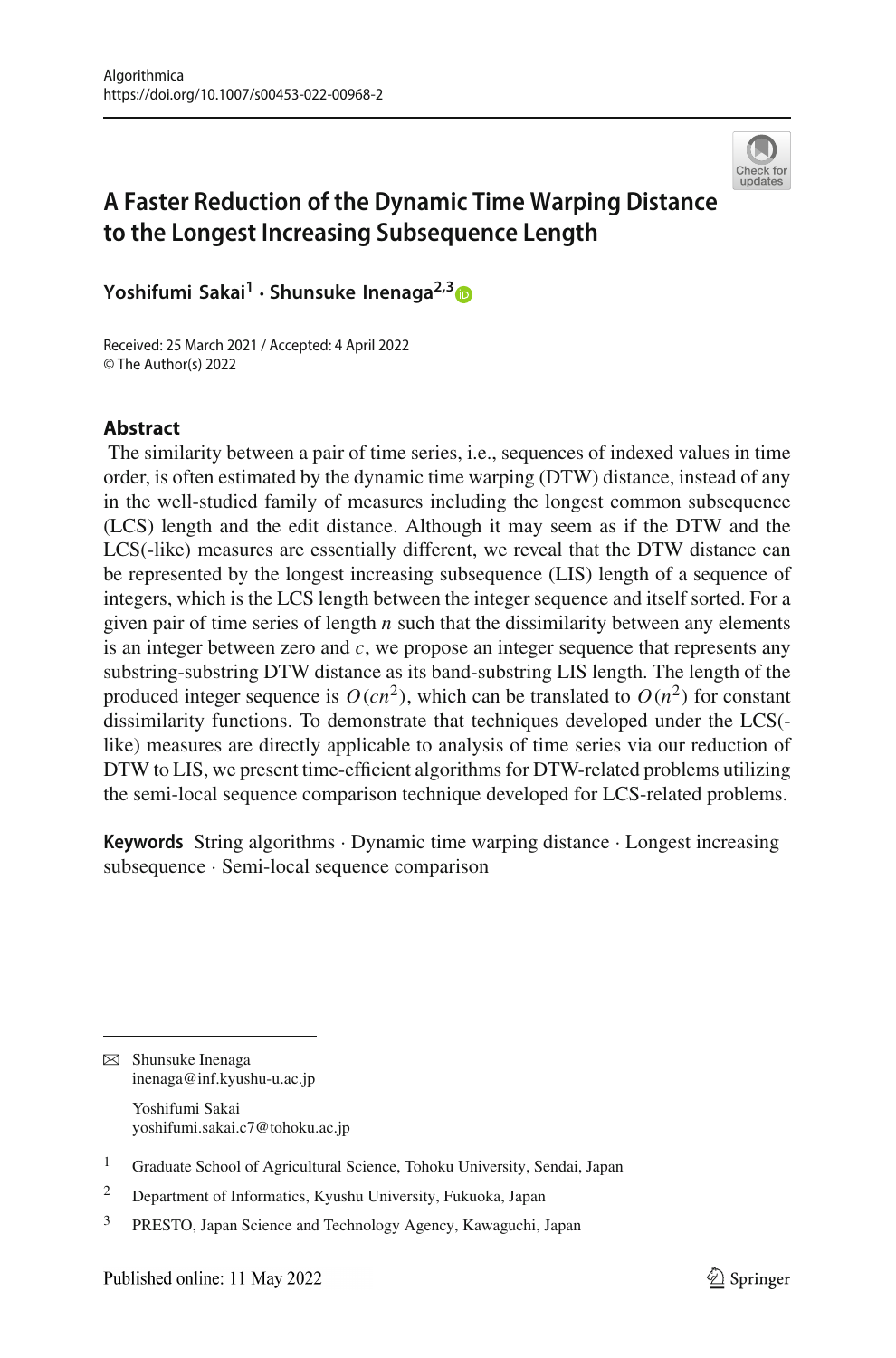# A Faster Reduction of the Dynamic Time Warping Distance to the Longest Increasing Subsequence Length

**Yoshifumi Sakai[1] · Shunsuke Inenaga[2,3]**

Received: 25 March 2021 / Accepted: 4 April 2022
© The Author(s) 2022

## Abstract

The similarity between a pair of time series, i.e., sequences of indexed values in time order, is often estimated by the dynamic time warping (DTW) distance, instead of any in the well-studied family of measures including the longest common subsequence (LCS) length and the edit distance. Although it may seem as if the DTW and the LCS(-like) measures are essentially different, we reveal that the DTW distance can be represented by the longest increasing subsequence (LIS) length of a sequence of integers, which is the LCS length between the integer sequence and itself sorted. For a given pair of time series of length $n$ such that the dissimilarity between any elements is an integer between zero and $c$, we propose an integer sequence that represents any substring-substring DTW distance as its band-substring LIS length. The length of the produced integer sequence is $O(cn^2)$, which can be translated to $O(n^2)$ for constant dissimilarity functions. To demonstrate that techniques developed under the LCS(-like) measures are directly applicable to analysis of time series via our reduction of DTW to LIS, we present time-efficient algorithms for DTW-related problems utilizing the semi-local sequence comparison technique developed for LCS-related problems.

**Keywords** String algorithms · Dynamic time warping distance · Longest increasing subsequence · Semi-local sequence comparison

---

✉ Shunsuke Inenaga
inenaga@inf.kyushu-u.ac.jp

Yoshifumi Sakai
yoshifumi.sakai.c7@tohoku.ac.jp

[1] Graduate School of Agricultural Science, Tohoku University, Sendai, Japan

[2] Department of Informatics, Kyushu University, Fukuoka, Japan

[3] PRESTO, Japan Science and Technology Agency, Kawaguchi, Japan

Published online: 11 May 2022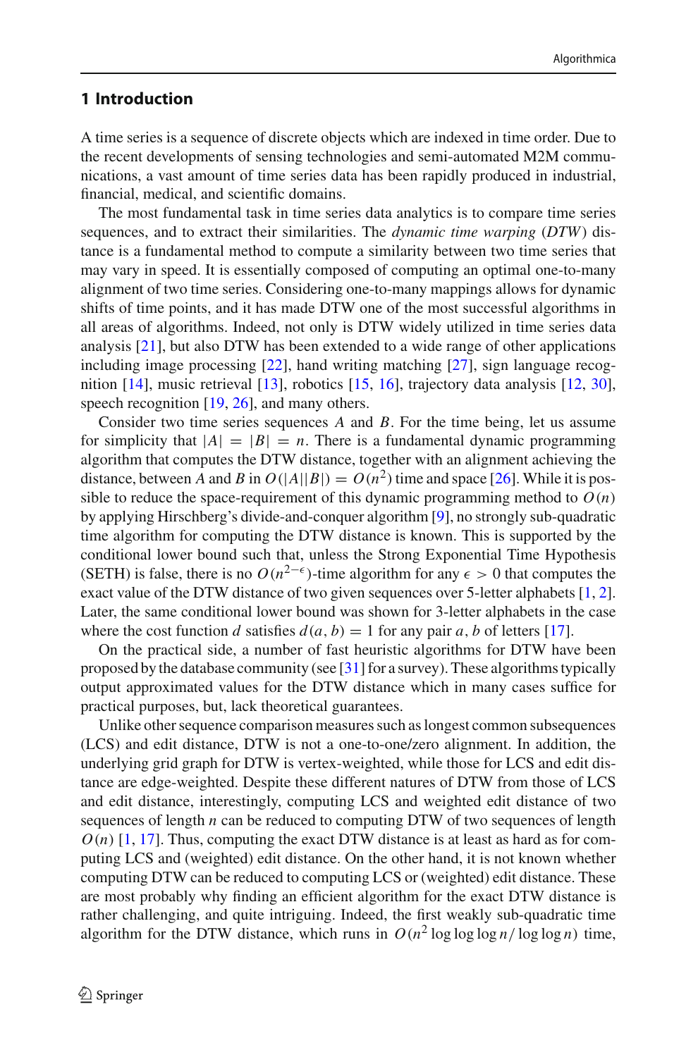## 1 Introduction

A time series is a sequence of discrete objects which are indexed in time order. Due to the recent developments of sensing technologies and semi-automated M2M communications, a vast amount of time series data has been rapidly produced in industrial, financial, medical, and scientific domains.

The most fundamental task in time series data analytics is to compare time series sequences, and to extract their similarities. The *dynamic time warping* (*DTW*) distance is a fundamental method to compute a similarity between two time series that may vary in speed. It is essentially composed of computing an optimal one-to-many alignment of two time series. Considering one-to-many mappings allows for dynamic shifts of time points, and it has made DTW one of the most successful algorithms in all areas of algorithms. Indeed, not only is DTW widely utilized in time series data analysis [21], but also DTW has been extended to a wide range of other applications including image processing [22], hand writing matching [27], sign language recognition [14], music retrieval [13], robotics [15, 16], trajectory data analysis [12, 30], speech recognition [19, 26], and many others.

Consider two time series sequences $A$ and $B$. For the time being, let us assume for simplicity that $|A| = |B| = n$. There is a fundamental dynamic programming algorithm that computes the DTW distance, together with an alignment achieving the distance, between $A$ and $B$ in $O(|A||B|) = O(n^2)$ time and space [26]. While it is possible to reduce the space-requirement of this dynamic programming method to $O(n)$ by applying Hirschberg's divide-and-conquer algorithm [9], no strongly sub-quadratic time algorithm for computing the DTW distance is known. This is supported by the conditional lower bound such that, unless the Strong Exponential Time Hypothesis (SETH) is false, there is no $O(n^{2-\epsilon})$-time algorithm for any $\epsilon > 0$ that computes the exact value of the DTW distance of two given sequences over 5-letter alphabets [1, 2]. Later, the same conditional lower bound was shown for 3-letter alphabets in the case where the cost function $d$ satisfies $d(a, b) = 1$ for any pair $a, b$ of letters [17].

On the practical side, a number of fast heuristic algorithms for DTW have been proposed by the database community (see [31] for a survey). These algorithms typically output approximated values for the DTW distance which in many cases suffice for practical purposes, but, lack theoretical guarantees.

Unlike other sequence comparison measures such as longest common subsequences (LCS) and edit distance, DTW is not a one-to-one/zero alignment. In addition, the underlying grid graph for DTW is vertex-weighted, while those for LCS and edit distance are edge-weighted. Despite these different natures of DTW from those of LCS and edit distance, interestingly, computing LCS and weighted edit distance of two sequences of length $n$ can be reduced to computing DTW of two sequences of length $O(n)$ [1, 17]. Thus, computing the exact DTW distance is at least as hard as for computing LCS and (weighted) edit distance. On the other hand, it is not known whether computing DTW can be reduced to computing LCS or (weighted) edit distance. These are most probably why finding an efficient algorithm for the exact DTW distance is rather challenging, and quite intriguing. Indeed, the first weakly sub-quadratic time algorithm for the DTW distance, which runs in $O(n^2 \log\log\log n / \log\log n)$ time,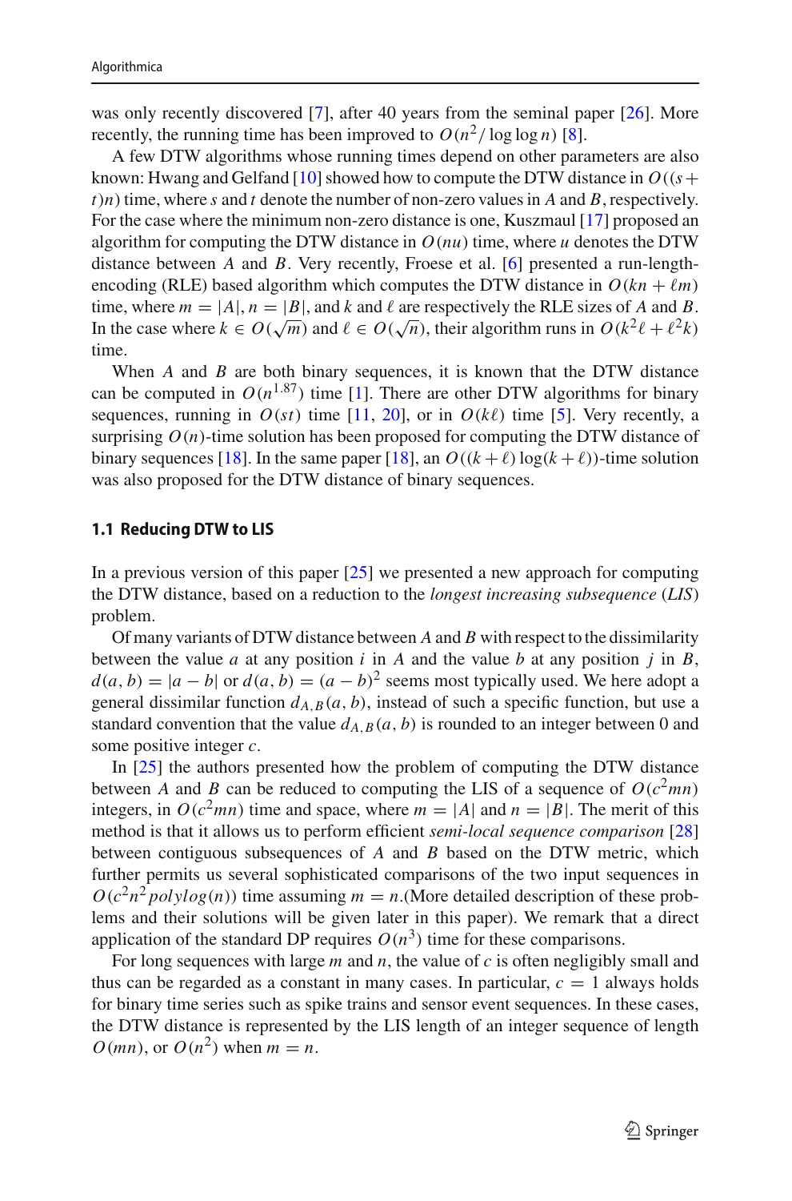was only recently discovered [7], after 40 years from the seminal paper [26]. More recently, the running time has been improved to $O(n^2/\log\log n)$ [8].

A few DTW algorithms whose running times depend on other parameters are also known: Hwang and Gelfand [10] showed how to compute the DTW distance in $O((s+t)n)$ time, where $s$ and $t$ denote the number of non-zero values in $A$ and $B$, respectively. For the case where the minimum non-zero distance is one, Kuszmaul [17] proposed an algorithm for computing the DTW distance in $O(nu)$ time, where $u$ denotes the DTW distance between $A$ and $B$. Very recently, Froese et al. [6] presented a run-length-encoding (RLE) based algorithm which computes the DTW distance in $O(kn+\ell m)$ time, where $m=|A|, n=|B|$, and $k$ and $\ell$ are respectively the RLE sizes of $A$ and $B$. In the case where $k \in O(\sqrt{m})$ and $\ell \in O(\sqrt{n})$, their algorithm runs in $O(k^2\ell + \ell^2 k)$ time.

When $A$ and $B$ are both binary sequences, it is known that the DTW distance can be computed in $O(n^{1.87})$ time [1]. There are other DTW algorithms for binary sequences, running in $O(st)$ time [11, 20], or in $O(k\ell)$ time [5]. Very recently, a surprising $O(n)$-time solution has been proposed for computing the DTW distance of binary sequences [18]. In the same paper [18], an $O((k+\ell)\log(k+\ell))$-time solution was also proposed for the DTW distance of binary sequences.

### 1.1 Reducing DTW to LIS

In a previous version of this paper [25] we presented a new approach for computing the DTW distance, based on a reduction to the *longest increasing subsequence* (*LIS*) problem.

Of many variants of DTW distance between $A$ and $B$ with respect to the dissimilarity between the value $a$ at any position $i$ in $A$ and the value $b$ at any position $j$ in $B$, $d(a,b)=|a-b|$ or $d(a,b)=(a-b)^2$ seems most typically used. We here adopt a general dissimilar function $d_{A,B}(a,b)$, instead of such a specific function, but use a standard convention that the value $d_{A,B}(a,b)$ is rounded to an integer between 0 and some positive integer $c$.

In [25] the authors presented how the problem of computing the DTW distance between $A$ and $B$ can be reduced to computing the LIS of a sequence of $O(c^2mn)$ integers, in $O(c^2mn)$ time and space, where $m=|A|$ and $n=|B|$. The merit of this method is that it allows us to perform efficient *semi-local sequence comparison* [28] between contiguous subsequences of $A$ and $B$ based on the DTW metric, which further permits us several sophisticated comparisons of the two input sequences in $O(c^2n^2 polylog(n))$ time assuming $m=n$.(More detailed description of these problems and their solutions will be given later in this paper). We remark that a direct application of the standard DP requires $O(n^3)$ time for these comparisons.

For long sequences with large $m$ and $n$, the value of $c$ is often negligibly small and thus can be regarded as a constant in many cases. In particular, $c=1$ always holds for binary time series such as spike trains and sensor event sequences. In these cases, the DTW distance is represented by the LIS length of an integer sequence of length $O(mn)$, or $O(n^2)$ when $m=n$.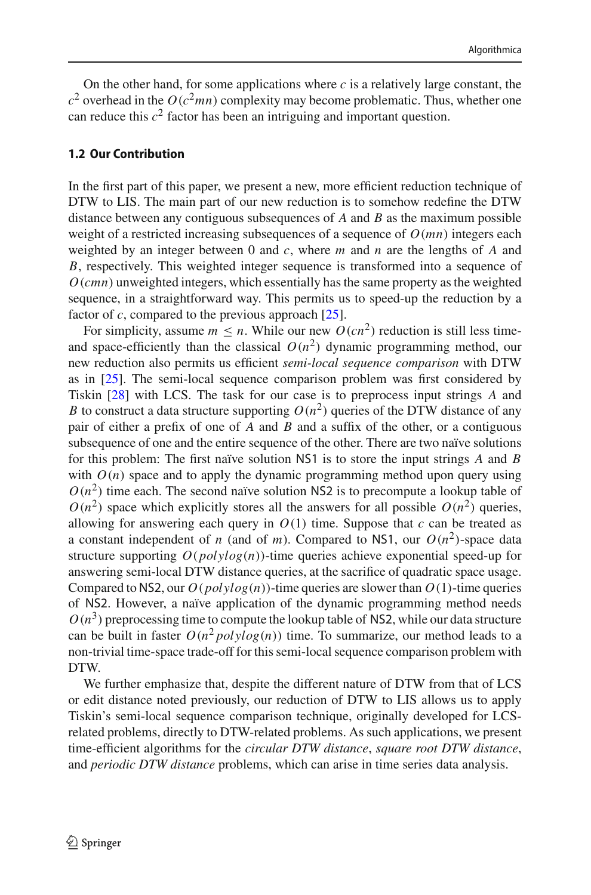On the other hand, for some applications where $c$ is a relatively large constant, the $c^2$ overhead in the $O(c^2mn)$ complexity may become problematic. Thus, whether one can reduce this $c^2$ factor has been an intriguing and important question.

### 1.2 Our Contribution

In the first part of this paper, we present a new, more efficient reduction technique of DTW to LIS. The main part of our new reduction is to somehow redefine the DTW distance between any contiguous subsequences of $A$ and $B$ as the maximum possible weight of a restricted increasing subsequences of a sequence of $O(mn)$ integers each weighted by an integer between 0 and $c$, where $m$ and $n$ are the lengths of $A$ and $B$, respectively. This weighted integer sequence is transformed into a sequence of $O(cmn)$ unweighted integers, which essentially has the same property as the weighted sequence, in a straightforward way. This permits us to speed-up the reduction by a factor of $c$, compared to the previous approach [25].

For simplicity, assume $m \leq n$. While our new $O(cn^2)$ reduction is still less time- and space-efficiently than the classical $O(n^2)$ dynamic programming method, our new reduction also permits us efficient *semi-local sequence comparison* with DTW as in [25]. The semi-local sequence comparison problem was first considered by Tiskin [28] with LCS. The task for our case is to preprocess input strings $A$ and $B$ to construct a data structure supporting $O(n^2)$ queries of the DTW distance of any pair of either a prefix of one of $A$ and $B$ and a suffix of the other, or a contiguous subsequence of one and the entire sequence of the other. There are two naïve solutions for this problem: The first naïve solution NS1 is to store the input strings $A$ and $B$ with $O(n)$ space and to apply the dynamic programming method upon query using $O(n^2)$ time each. The second naïve solution NS2 is to precompute a lookup table of $O(n^2)$ space which explicitly stores all the answers for all possible $O(n^2)$ queries, allowing for answering each query in $O(1)$ time. Suppose that $c$ can be treated as a constant independent of $n$ (and of $m$). Compared to NS1, our $O(n^2)$-space data structure supporting $O(polylog(n))$-time queries achieve exponential speed-up for answering semi-local DTW distance queries, at the sacrifice of quadratic space usage. Compared to NS2, our $O(polylog(n))$-time queries are slower than $O(1)$-time queries of NS2. However, a naïve application of the dynamic programming method needs $O(n^3)$ preprocessing time to compute the lookup table of NS2, while our data structure can be built in faster $O(n^2 polylog(n))$ time. To summarize, our method leads to a non-trivial time-space trade-off for this semi-local sequence comparison problem with DTW.

We further emphasize that, despite the different nature of DTW from that of LCS or edit distance noted previously, our reduction of DTW to LIS allows us to apply Tiskin's semi-local sequence comparison technique, originally developed for LCS-related problems, directly to DTW-related problems. As such applications, we present time-efficient algorithms for the *circular DTW distance*, *square root DTW distance*, and *periodic DTW distance* problems, which can arise in time series data analysis.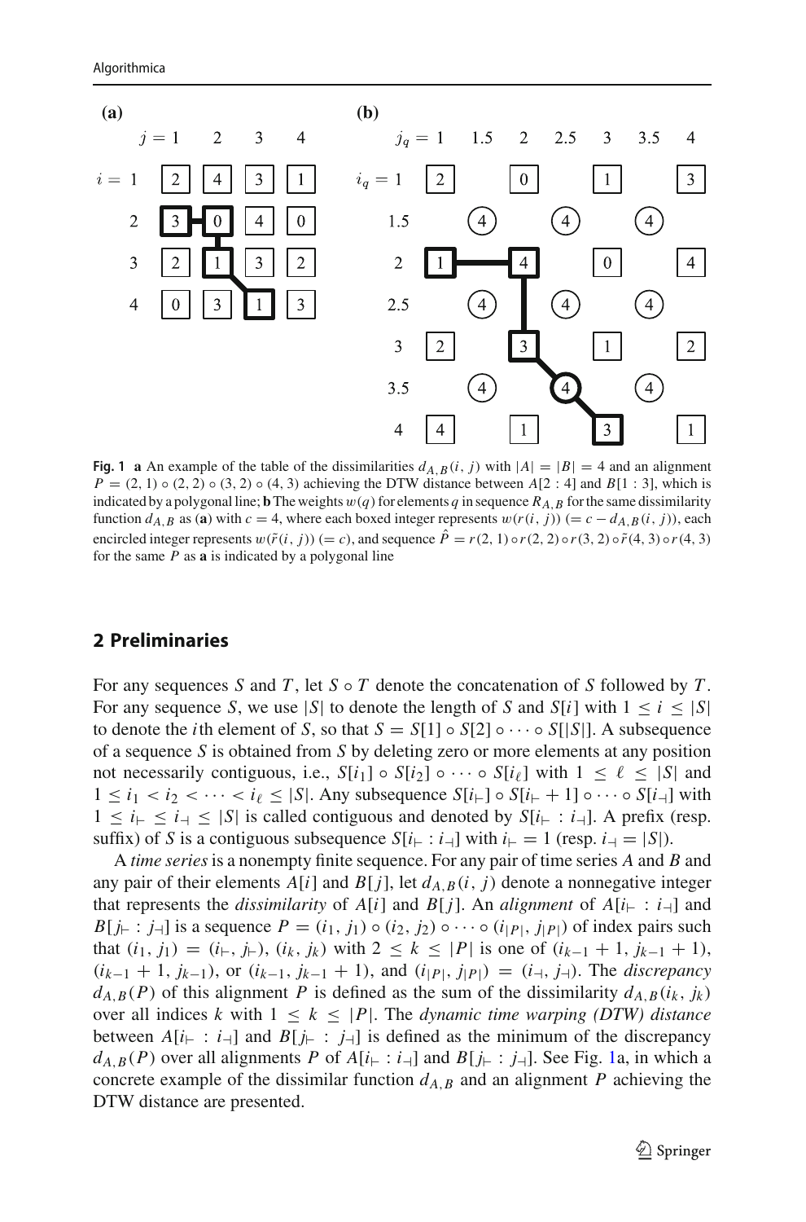**Fig. 1** **a** An example of the table of the dissimilarities $d_{A,B}(i, j)$ with $|A| = |B| = 4$ and an alignment $P = (2, 1) \circ (2, 2) \circ (3, 2) \circ (4, 3)$ achieving the DTW distance between $A[2 : 4]$ and $B[1 : 3]$, which is indicated by a polygonal line; **b** The weights $w(q)$ for elements $q$ in sequence $R_{A,B}$ for the same dissimilarity function $d_{A,B}$ as (**a**) with $c = 4$, where each boxed integer represents $w(r(i, j)) (= c - d_{A,B}(i, j))$, each encircled integer represents $w(\tilde{r}(i, j)) (= c)$, and sequence $\hat{P} = r(2, 1) \circ r(2, 2) \circ r(3, 2) \circ \tilde{r}(4, 3) \circ r(4, 3)$ for the same $P$ as **a** is indicated by a polygonal line

## 2 Preliminaries

For any sequences $S$ and $T$, let $S \circ T$ denote the concatenation of $S$ followed by $T$. For any sequence $S$, we use $|S|$ to denote the length of $S$ and $S[i]$ with $1 \le i \le |S|$ to denote the $i$th element of $S$, so that $S = S[1] \circ S[2] \circ \cdots \circ S[|S|]$. A subsequence of a sequence $S$ is obtained from $S$ by deleting zero or more elements at any position not necessarily contiguous, i.e., $S[i_1] \circ S[i_2] \circ \cdots \circ S[i_\ell]$ with $1 \le \ell \le |S|$ and $1 \le i_1 < i_2 < \cdots < i_\ell \le |S|$. Any subsequence $S[i_\vdash] \circ S[i_\vdash + 1] \circ \cdots \circ S[i_\dashv]$ with $1 \le i_\vdash \le i_\dashv \le |S|$ is called contiguous and denoted by $S[i_\vdash : i_\dashv]$. A prefix (resp. suffix) of $S$ is a contiguous subsequence $S[i_\vdash : i_\dashv]$ with $i_\vdash = 1$ (resp. $i_\dashv = |S|$).

A *time series* is a nonempty finite sequence. For any pair of time series $A$ and $B$ and any pair of their elements $A[i]$ and $B[j]$, let $d_{A,B}(i, j)$ denote a nonnegative integer that represents the *dissimilarity* of $A[i]$ and $B[j]$. An *alignment* of $A[i_\vdash : i_\dashv]$ and $B[j_\vdash : j_\dashv]$ is a sequence $P = (i_1, j_1) \circ (i_2, j_2) \circ \cdots \circ (i_{|P|}, j_{|P|})$ of index pairs such that $(i_1, j_1) = (i_\vdash, j_\vdash)$, $(i_k, j_k)$ with $2 \le k \le |P|$ is one of $(i_{k-1} + 1, j_{k-1} + 1)$, $(i_{k-1} + 1, j_{k-1})$, or $(i_{k-1}, j_{k-1} + 1)$, and $(i_{|P|}, j_{|P|}) = (i_\dashv, j_\dashv)$. The *discrepancy* $d_{A,B}(P)$ of this alignment $P$ is defined as the sum of the dissimilarity $d_{A,B}(i_k, j_k)$ over all indices $k$ with $1 \le k \le |P|$. The *dynamic time warping (DTW) distance* between $A[i_\vdash : i_\dashv]$ and $B[j_\vdash : j_\dashv]$ is defined as the minimum of the discrepancy $d_{A,B}(P)$ over all alignments $P$ of $A[i_\vdash : i_\dashv]$ and $B[j_\vdash : j_\dashv]$. See Fig. 1a, in which a concrete example of the dissimilar function $d_{A,B}$ and an alignment $P$ achieving the DTW distance are presented.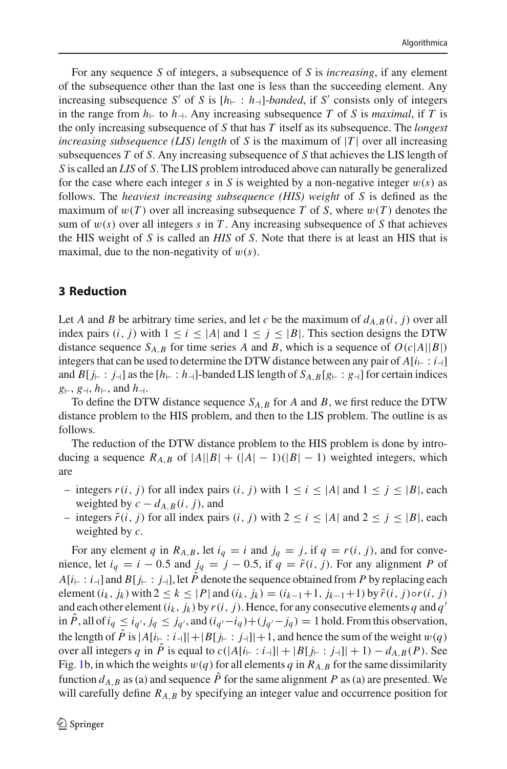For any sequence $S$ of integers, a subsequence of $S$ is *increasing*, if any element of the subsequence other than the last one is less than the succeeding element. Any increasing subsequence $S'$ of $S$ is $[h_{\vdash} : h_{\dashv}]$-*banded*, if $S'$ consists only of integers in the range from $h_{\vdash}$ to $h_{\dashv}$. Any increasing subsequence $T$ of $S$ is *maximal*, if $T$ is the only increasing subsequence of $S$ that has $T$ itself as its subsequence. The *longest increasing subsequence (LIS) length* of $S$ is the maximum of $|T|$ over all increasing subsequences $T$ of $S$. Any increasing subsequence of $S$ that achieves the LIS length of $S$ is called an *LIS* of $S$. The LIS problem introduced above can naturally be generalized for the case where each integer $s$ in $S$ is weighted by a non-negative integer $w(s)$ as follows. The *heaviest increasing subsequence (HIS) weight* of $S$ is defined as the maximum of $w(T)$ over all increasing subsequence $T$ of $S$, where $w(T)$ denotes the sum of $w(s)$ over all integers $s$ in $T$. Any increasing subsequence of $S$ that achieves the HIS weight of $S$ is called an *HIS* of $S$. Note that there is at least an HIS that is maximal, due to the non-negativity of $w(s)$.

## 3 Reduction

Let $A$ and $B$ be arbitrary time series, and let $c$ be the maximum of $d_{A,B}(i, j)$ over all index pairs $(i, j)$ with $1 \leq i \leq |A|$ and $1 \leq j \leq |B|$. This section designs the DTW distance sequence $S_{A,B}$ for time series $A$ and $B$, which is a sequence of $O(c|A||B|)$ integers that can be used to determine the DTW distance between any pair of $A[i_{\vdash} : i_{\dashv}]$ and $B[j_{\vdash} : j_{\dashv}]$ as the $[h_{\vdash} : h_{\dashv}]$-banded LIS length of $S_{A,B}[g_{\vdash} : g_{\dashv}]$ for certain indices $g_{\vdash}$, $g_{\dashv}$, $h_{\vdash}$, and $h_{\dashv}$.

To define the DTW distance sequence $S_{A,B}$ for $A$ and $B$, we first reduce the DTW distance problem to the HIS problem, and then to the LIS problem. The outline is as follows.

The reduction of the DTW distance problem to the HIS problem is done by introducing a sequence $R_{A,B}$ of $|A||B| + (|A| - 1)(|B| - 1)$ weighted integers, which are

- integers $r(i, j)$ for all index pairs $(i, j)$ with $1 \leq i \leq |A|$ and $1 \leq j \leq |B|$, each weighted by $c - d_{A,B}(i, j)$, and
- integers $\tilde{r}(i, j)$ for all index pairs $(i, j)$ with $2 \leq i \leq |A|$ and $2 \leq j \leq |B|$, each weighted by $c$.

For any element $q$ in $R_{A,B}$, let $i_q = i$ and $j_q = j$, if $q = r(i, j)$, and for convenience, let $i_q = i - 0.5$ and $j_q = j - 0.5$, if $q = \tilde{r}(i, j)$. For any alignment $P$ of $A[i_{\vdash} : i_{\dashv}]$ and $B[j_{\vdash} : j_{\dashv}]$, let $\hat{P}$ denote the sequence obtained from $P$ by replacing each element $(i_k, j_k)$ with $2 \leq k \leq |P|$ and $(i_k, j_k) = (i_{k-1}+1, j_{k-1}+1)$ by $\tilde{r}(i, j) \circ r(i, j)$ and each other element $(i_k, j_k)$ by $r(i, j)$. Hence, for any consecutive elements $q$ and $q'$ in $\hat{P}$, all of $i_q \leq i_{q'}$, $j_q \leq j_{q'}$, and $(i_{q'} - i_q) + (j_{q'} - j_q) = 1$ hold. From this observation, the length of $\hat{P}$ is $|A[i_{\vdash} : i_{\dashv}]| + |B[j_{\vdash} : j_{\dashv}]| + 1$, and hence the sum of the weight $w(q)$ over all integers $q$ in $\hat{P}$ is equal to $c(|A[i_{\vdash} : i_{\dashv}]| + |B[j_{\vdash} : j_{\dashv}]| + 1) - d_{A,B}(P)$. See Fig. 1b, in which the weights $w(q)$ for all elements $q$ in $R_{A,B}$ for the same dissimilarity function $d_{A,B}$ as (a) and sequence $\hat{P}$ for the same alignment $P$ as (a) are presented. We will carefully define $R_{A,B}$ by specifying an integer value and occurrence position for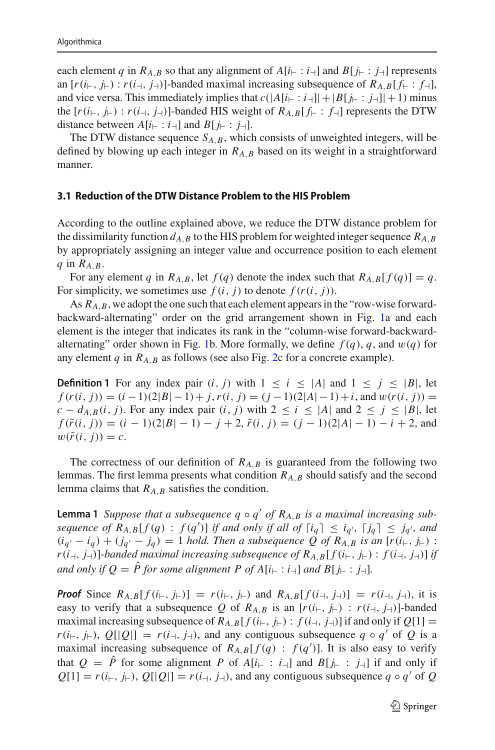each element $q$ in $R_{A,B}$ so that any alignment of $A[i_{\vdash} : i_{\dashv}]$ and $B[j_{\vdash} : j_{\dashv}]$ represents an $[r(i_{\vdash}, j_{\vdash}) : r(i_{\dashv}, j_{\dashv})]$-banded maximal increasing subsequence of $R_{A,B}[f_{\vdash} : f_{\dashv}]$, and vice versa. This immediately implies that $c(|A[i_{\vdash} : i_{\dashv}]| + |B[j_{\vdash} : j_{\dashv}]| + 1)$ minus the $[r(i_{\vdash}, j_{\vdash}) : r(i_{\dashv}, j_{\dashv})]$-banded HIS weight of $R_{A,B}[f_{\vdash} : f_{\dashv}]$ represents the DTW distance between $A[i_{\vdash} : i_{\dashv}]$ and $B[j_{\vdash} : j_{\dashv}]$.

The DTW distance sequence $S_{A,B}$, which consists of unweighted integers, will be defined by blowing up each integer in $R_{A,B}$ based on its weight in a straightforward manner.

### 3.1 Reduction of the DTW Distance Problem to the HIS Problem

According to the outline explained above, we reduce the DTW distance problem for the dissimilarity function $d_{A,B}$ to the HIS problem for weighted integer sequence $R_{A,B}$ by appropriately assigning an integer value and occurrence position to each element $q$ in $R_{A,B}$.

For any element $q$ in $R_{A,B}$, let $f(q)$ denote the index such that $R_{A,B}[f(q)] = q$. For simplicity, we sometimes use $f(i, j)$ to denote $f(r(i, j))$.

As $R_{A,B}$, we adopt the one such that each element appears in the "row-wise forward-backward-alternating" order on the grid arrangement shown in Fig. 1a and each element is the integer that indicates its rank in the "column-wise forward-backward-alternating" order shown in Fig. 1b. More formally, we define $f(q)$, $q$, and $w(q)$ for any element $q$ in $R_{A,B}$ as follows (see also Fig. 2c for a concrete example).

**Definition 1** For any index pair $(i, j)$ with $1 \le i \le |A|$ and $1 \le j \le |B|$, let $f(r(i, j)) = (i-1)(2|B|-1) + j$, $r(i, j) = (j-1)(2|A|-1) + i$, and $w(r(i, j)) = c - d_{A,B}(i, j)$. For any index pair $(i, j)$ with $2 \le i \le |A|$ and $2 \le j \le |B|$, let $f(\tilde{r}(i, j)) = (i-1)(2|B|-1) - j + 2$, $\tilde{r}(i, j) = (j-1)(2|A|-1) - i + 2$, and $w(\tilde{r}(i, j)) = c$.

The correctness of our definition of $R_{A,B}$ is guaranteed from the following two lemmas. The first lemma presents what condition $R_{A,B}$ should satisfy and the second lemma claims that $R_{A,B}$ satisfies the condition.

**Lemma 1** *Suppose that a subsequence $q \circ q'$ of $R_{A,B}$ is a maximal increasing subsequence of $R_{A,B}[f(q) : f(q')]$ if and only if all of $\lceil i_q \rceil \le i_{q'}$, $\lceil j_q \rceil \le j_{q'}$, and $(i_{q'} - i_q) + (j_{q'} - j_q) = 1$ hold. Then a subsequence $Q$ of $R_{A,B}$ is an $[r(i_{\vdash}, j_{\vdash}) : r(i_{\dashv}, j_{\dashv})]$-banded maximal increasing subsequence of $R_{A,B}[f(i_{\vdash}, j_{\vdash}) : f(i_{\dashv}, j_{\dashv})]$ if and only if $Q = \hat{P}$ for some alignment $P$ of $A[i_{\vdash} : i_{\dashv}]$ and $B[j_{\vdash} : j_{\dashv}]$.*

***Proof*** Since $R_{A,B}[f(i_{\vdash}, j_{\vdash})] = r(i_{\vdash}, j_{\vdash})$ and $R_{A,B}[f(i_{\dashv}, j_{\dashv})] = r(i_{\dashv}, j_{\dashv})$, it is easy to verify that a subsequence $Q$ of $R_{A,B}$ is an $[r(i_{\vdash}, j_{\vdash}) : r(i_{\dashv}, j_{\dashv})]$-banded maximal increasing subsequence of $R_{A,B}[f(i_{\vdash}, j_{\vdash}) : f(i_{\dashv}, j_{\dashv})]$ if and only if $Q[1] = r(i_{\vdash}, j_{\vdash})$, $Q[|Q|] = r(i_{\dashv}, j_{\dashv})$, and any contiguous subsequence $q \circ q'$ of $Q$ is a maximal increasing subsequence of $R_{A,B}[f(q) : f(q')]$. It is also easy to verify that $Q = \hat{P}$ for some alignment $P$ of $A[i_{\vdash} : i_{\dashv}]$ and $B[j_{\vdash} : j_{\dashv}]$ if and only if $Q[1] = r(i_{\vdash}, j_{\vdash})$, $Q[|Q|] = r(i_{\dashv}, j_{\dashv})$, and any contiguous subsequence $q \circ q'$ of $Q$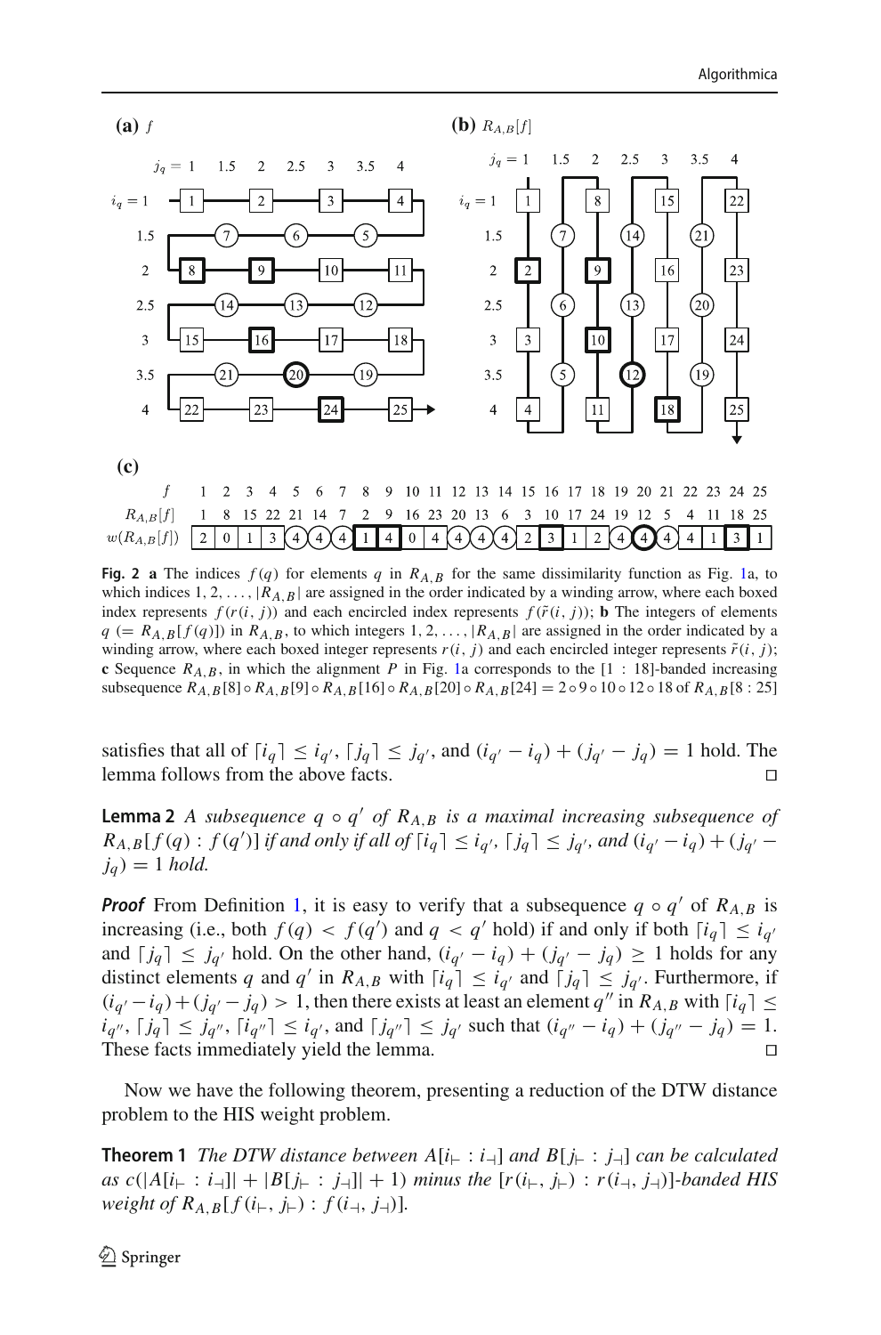**(a)** $f$

**(b)** $R_{A,B}[f]$

**(c)**

| $f$ | 1 | 2 | 3 | 4 | 5 | 6 | 7 | 8 | 9 | 10 | 11 | 12 | 13 | 14 | 15 | 16 | 17 | 18 | 19 | 20 | 21 | 22 | 23 | 24 | 25 |
|---|---|---|---|---|---|---|---|---|---|---|---|---|---|---|---|---|---|---|---|---|---|---|---|---|---|
| $R_{A,B}[f]$ | 1 | 8 | 15 | 22 | 21 | 14 | 7 | 2 | 9 | 16 | 23 | 20 | 13 | 6 | 3 | 10 | 17 | 24 | 19 | 12 | 5 | 4 | 11 | 18 | 25 |
| $w(R_{A,B}[f])$ | 2 | 0 | 1 | 3 | 4 | 4 | 4 | 1 | 4 | 0 | 4 | 4 | 4 | 4 | 2 | 3 | 1 | 2 | 4 | 4 | 4 | 4 | 1 | 3 | 1 |

**Fig. 2** **a** The indices $f(q)$ for elements $q$ in $R_{A,B}$ for the same dissimilarity function as Fig. 1a, to which indices $1, 2, \ldots, |R_{A,B}|$ are assigned in the order indicated by a winding arrow, where each boxed index represents $f(r(i, j))$ and each encircled index represents $f(\tilde{r}(i, j))$; **b** The integers of elements $q$ ($= R_{A,B}[f(q)]$) in $R_{A,B}$, to which integers $1, 2, \ldots, |R_{A,B}|$ are assigned in the order indicated by a winding arrow, where each boxed integer represents $r(i, j)$ and each encircled integer represents $\tilde{r}(i, j)$; **c** Sequence $R_{A,B}$, in which the alignment $P$ in Fig. 1a corresponds to the $[1 : 18]$-banded increasing subsequence $R_{A,B}[8] \circ R_{A,B}[9] \circ R_{A,B}[16] \circ R_{A,B}[20] \circ R_{A,B}[24] = 2 \circ 9 \circ 10 \circ 12 \circ 18$ of $R_{A,B}[8 : 25]$

satisfies that all of $\lceil i_q \rceil \leq i_{q'}$, $\lceil j_q \rceil \leq j_{q'}$, and $(i_{q'} - i_q) + (j_{q'} - j_q) = 1$ hold. The lemma follows from the above facts. □

**Lemma 2** *A subsequence $q \circ q'$ of $R_{A,B}$ is a maximal increasing subsequence of $R_{A,B}[f(q) : f(q')]$ if and only if all of $\lceil i_q \rceil \leq i_{q'}$, $\lceil j_q \rceil \leq j_{q'}$, and $(i_{q'} - i_q) + (j_{q'} - j_q) = 1$ hold.*

***Proof*** From Definition 1, it is easy to verify that a subsequence $q \circ q'$ of $R_{A,B}$ is increasing (i.e., both $f(q) < f(q')$ and $q < q'$ hold) if and only if both $\lceil i_q \rceil \leq i_{q'}$ and $\lceil j_q \rceil \leq j_{q'}$ hold. On the other hand, $(i_{q'} - i_q) + (j_{q'} - j_q) \geq 1$ holds for any distinct elements $q$ and $q'$ in $R_{A,B}$ with $\lceil i_q \rceil \leq i_{q'}$ and $\lceil j_q \rceil \leq j_{q'}$. Furthermore, if $(i_{q'} - i_q) + (j_{q'} - j_q) > 1$, then there exists at least an element $q''$ in $R_{A,B}$ with $\lceil i_q \rceil \leq i_{q''}$, $\lceil j_q \rceil \leq j_{q''}$, $\lceil i_{q''} \rceil \leq i_{q'}$, and $\lceil j_{q''} \rceil \leq j_{q'}$ such that $(i_{q''} - i_q) + (j_{q''} - j_q) = 1$. These facts immediately yield the lemma. □

Now we have the following theorem, presenting a reduction of the DTW distance problem to the HIS weight problem.

**Theorem 1** *The DTW distance between $A[i_\vdash : i_\dashv]$ and $B[j_\vdash : j_\dashv]$ can be calculated as $c(|A[i_\vdash : i_\dashv]| + |B[j_\vdash : j_\dashv]| + 1)$ minus the $[r(i_\vdash, j_\vdash) : r(i_\dashv, j_\dashv)]$-banded HIS weight of $R_{A,B}[f(i_\vdash, j_\vdash) : f(i_\dashv, j_\dashv)]$.*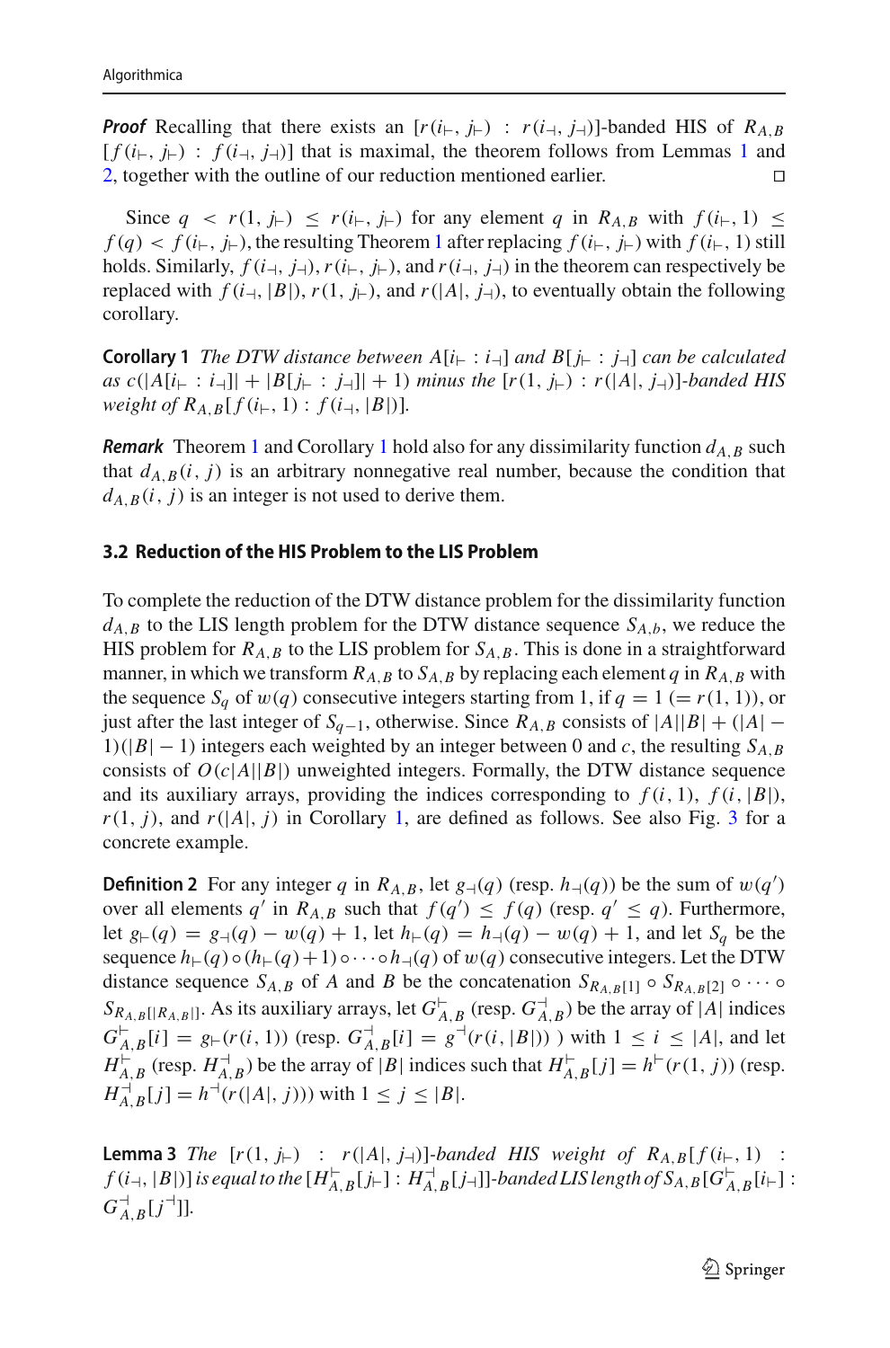***Proof*** Recalling that there exists an $[r(i_{\vdash}, j_{\vdash}) : r(i_{\dashv}, j_{\dashv})]$-banded HIS of $R_{A,B}[f(i_{\vdash}, j_{\vdash}) : f(i_{\dashv}, j_{\dashv})]$ that is maximal, the theorem follows from Lemmas 1 and 2, together with the outline of our reduction mentioned earlier. □

Since $q < r(1, j_{\vdash}) \le r(i_{\vdash}, j_{\vdash})$ for any element $q$ in $R_{A,B}$ with $f(i_{\vdash}, 1) \le f(q) < f(i_{\vdash}, j_{\vdash})$, the resulting Theorem 1 after replacing $f(i_{\vdash}, j_{\vdash})$ with $f(i_{\vdash}, 1)$ still holds. Similarly, $f(i_{\dashv}, j_{\dashv})$, $r(i_{\vdash}, j_{\vdash})$, and $r(i_{\dashv}, j_{\dashv})$ in the theorem can respectively be replaced with $f(i_{\dashv}, |B|)$, $r(1, j_{\vdash})$, and $r(|A|, j_{\dashv})$, to eventually obtain the following corollary.

**Corollary 1** *The DTW distance between $A[i_{\vdash} : i_{\dashv}]$ and $B[j_{\vdash} : j_{\dashv}]$ can be calculated as $c(|A[i_{\vdash} : i_{\dashv}]| + |B[j_{\vdash} : j_{\dashv}]| + 1)$ minus the $[r(1, j_{\vdash}) : r(|A|, j_{\dashv})]$-banded HIS weight of $R_{A,B}[f(i_{\vdash}, 1) : f(i_{\dashv}, |B|)]$.*

***Remark*** Theorem 1 and Corollary 1 hold also for any dissimilarity function $d_{A,B}$ such that $d_{A,B}(i, j)$ is an arbitrary nonnegative real number, because the condition that $d_{A,B}(i, j)$ is an integer is not used to derive them.

### 3.2 Reduction of the HIS Problem to the LIS Problem

To complete the reduction of the DTW distance problem for the dissimilarity function $d_{A,B}$ to the LIS length problem for the DTW distance sequence $S_{A,b}$, we reduce the HIS problem for $R_{A,B}$ to the LIS problem for $S_{A,B}$. This is done in a straightforward manner, in which we transform $R_{A,B}$ to $S_{A,B}$ by replacing each element $q$ in $R_{A,B}$ with the sequence $S_q$ of $w(q)$ consecutive integers starting from 1, if $q = 1$ $(= r(1, 1))$, or just after the last integer of $S_{q-1}$, otherwise. Since $R_{A,B}$ consists of $|A||B| + (|A| - 1)(|B| - 1)$ integers each weighted by an integer between 0 and $c$, the resulting $S_{A,B}$ consists of $O(c|A||B|)$ unweighted integers. Formally, the DTW distance sequence and its auxiliary arrays, providing the indices corresponding to $f(i, 1)$, $f(i, |B|)$, $r(1, j)$, and $r(|A|, j)$ in Corollary 1, are defined as follows. See also Fig. 3 for a concrete example.

**Definition 2** For any integer $q$ in $R_{A,B}$, let $g_{\dashv}(q)$ (resp. $h_{\dashv}(q)$) be the sum of $w(q')$ over all elements $q'$ in $R_{A,B}$ such that $f(q') \le f(q)$ (resp. $q' \le q$). Furthermore, let $g_{\vdash}(q) = g_{\dashv}(q) - w(q) + 1$, let $h_{\vdash}(q) = h_{\dashv}(q) - w(q) + 1$, and let $S_q$ be the sequence $h_{\vdash}(q) \circ (h_{\vdash}(q)+1) \circ \cdots \circ h_{\dashv}(q)$ of $w(q)$ consecutive integers. Let the DTW distance sequence $S_{A,B}$ of $A$ and $B$ be the concatenation $S_{R_{A,B}[1]} \circ S_{R_{A,B}[2]} \circ \cdots \circ S_{R_{A,B}[|R_{A,B}|]}$. As its auxiliary arrays, let $G^{\vdash}_{A,B}$ (resp. $G^{\dashv}_{A,B}$) be the array of $|A|$ indices $G^{\vdash}_{A,B}[i] = g_{\vdash}(r(i, 1))$ (resp. $G^{\dashv}_{A,B}[i] = g^{\dashv}(r(i, |B|))$ ) with $1 \le i \le |A|$, and let $H^{\vdash}_{A,B}$ (resp. $H^{\dashv}_{A,B}$) be the array of $|B|$ indices such that $H^{\vdash}_{A,B}[j] = h^{\vdash}(r(1, j))$ (resp. $H^{\dashv}_{A,B}[j] = h^{\dashv}(r(|A|, j))$) with $1 \le j \le |B|$.

**Lemma 3** *The $[r(1, j_{\vdash}) : r(|A|, j_{\dashv})]$-banded HIS weight of $R_{A,B}[f(i_{\vdash}, 1) : f(i_{\dashv}, |B|)]$ is equal to the $[H^{\vdash}_{A,B}[j_{\vdash}] : H^{\dashv}_{A,B}[j_{\dashv}]]$-banded LIS length of $S_{A,B}[G^{\vdash}_{A,B}[i_{\vdash}] : G^{\dashv}_{A,B}[j^{\dashv}]]$.*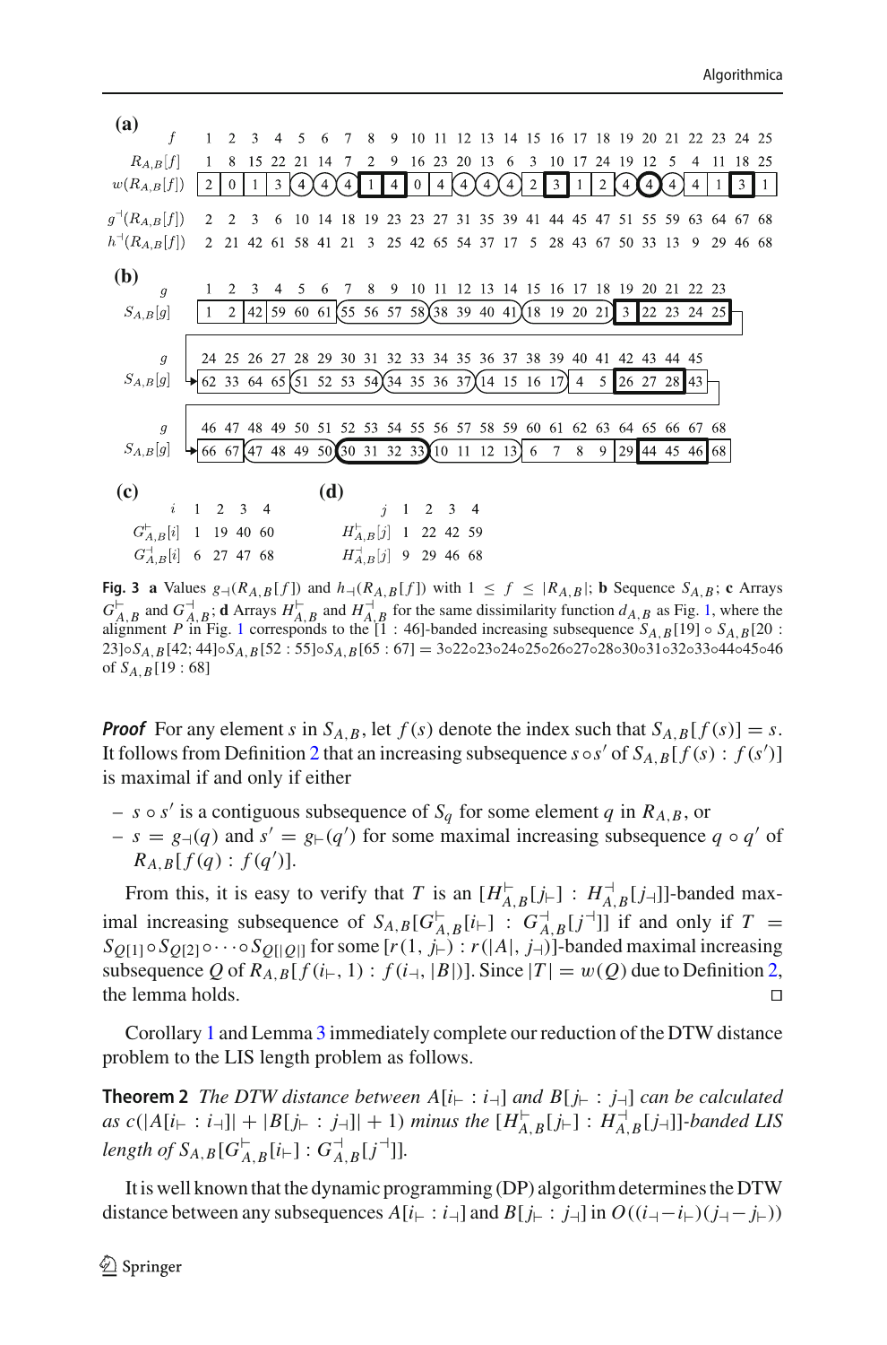**(a)**

| $f$ | 1 | 2 | 3 | 4 | 5 | 6 | 7 | 8 | 9 | 10 | 11 | 12 | 13 | 14 | 15 | 16 | 17 | 18 | 19 | 20 | 21 | 22 | 23 | 24 | 25 |
|---|---|---|---|---|---|---|---|---|---|---|---|---|---|---|---|---|---|---|---|---|---|---|---|---|---|
| $R_{A,B}[f]$ | 1 | 8 | 15 | 22 | 21 | 14 | 7 | 2 | 9 | 16 | 23 | 20 | 13 | 6 | 3 | 10 | 17 | 24 | 19 | 12 | 5 | 4 | 11 | 18 | 25 |
| $w(R_{A,B}[f])$ | 2 | 0 | 1 | 3 | 4 | 4 | 4 | 1 | 4 | 0 | 4 | 4 | 4 | 4 | 2 | 3 | 1 | 2 | 4 | 4 | 4 | 4 | 1 | 3 | 1 |
| $g^{\dashv}(R_{A,B}[f])$ | 2 | 2 | 3 | 6 | 10 | 14 | 18 | 19 | 23 | 23 | 27 | 31 | 35 | 39 | 41 | 44 | 45 | 47 | 51 | 55 | 59 | 63 | 64 | 67 | 68 |
| $h^{\dashv}(R_{A,B}[f])$ | 2 | 21 | 42 | 61 | 58 | 41 | 21 | 3 | 25 | 42 | 65 | 54 | 37 | 17 | 5 | 28 | 43 | 67 | 50 | 33 | 13 | 9 | 29 | 46 | 68 |

**(b)**

| $g$ | 1 | 2 | 3 | 4 | 5 | 6 | 7 | 8 | 9 | 10 | 11 | 12 | 13 | 14 | 15 | 16 | 17 | 18 | 19 | 20 | 21 | 22 | 23 |
|---|---|---|---|---|---|---|---|---|---|---|---|---|---|---|---|---|---|---|---|---|---|---|---|
| $S_{A,B}[g]$ | 1 | 2 | 42 | 59 | 60 | 61 | 55 | 56 | 57 | 58 | 38 | 39 | 40 | 41 | 18 | 19 | 20 | 21 | 3 | 22 | 23 | 24 | 25 |

| $g$ | 24 | 25 | 26 | 27 | 28 | 29 | 30 | 31 | 32 | 33 | 34 | 35 | 36 | 37 | 38 | 39 | 40 | 41 | 42 | 43 | 44 | 45 |
|---|---|---|---|---|---|---|---|---|---|---|---|---|---|---|---|---|---|---|---|---|---|---|
| $S_{A,B}[g]$ | 62 | 33 | 64 | 65 | 51 | 52 | 53 | 54 | 34 | 35 | 36 | 37 | 14 | 15 | 16 | 17 | 4 | 5 | 26 | 27 | 28 | 43 |

| $g$ | 46 | 47 | 48 | 49 | 50 | 51 | 52 | 53 | 54 | 55 | 56 | 57 | 58 | 59 | 60 | 61 | 62 | 63 | 64 | 65 | 66 | 67 | 68 |
|---|---|---|---|---|---|---|---|---|---|---|---|---|---|---|---|---|---|---|---|---|---|---|---|
| $S_{A,B}[g]$ | 66 | 67 | 47 | 48 | 49 | 50 | 30 | 31 | 32 | 33 | 10 | 11 | 12 | 13 | 6 | 7 | 8 | 9 | 29 | 44 | 45 | 46 | 68 |

**(c)**

| $i$ | 1 | 2 | 3 | 4 |
|---|---|---|---|---|
| $G^{\vdash}_{A,B}[i]$ | 1 | 19 | 40 | 60 |
| $G^{\dashv}_{A,B}[i]$ | 6 | 27 | 47 | 68 |

**(d)**

| $j$ | 1 | 2 | 3 | 4 |
|---|---|---|---|---|
| $H^{\vdash}_{A,B}[j]$ | 1 | 22 | 42 | 59 |
| $H^{\dashv}_{A,B}[j]$ | 9 | 29 | 46 | 68 |

**Fig. 3** **a** Values $g_{\dashv}(R_{A,B}[f])$ and $h_{\dashv}(R_{A,B}[f])$ with $1 \le f \le |R_{A,B}|$; **b** Sequence $S_{A,B}$; **c** Arrays $G^{\vdash}_{A,B}$ and $G^{\dashv}_{A,B}$; **d** Arrays $H^{\vdash}_{A,B}$ and $H^{\dashv}_{A,B}$ for the same dissimilarity function $d_{A,B}$ as Fig. 1, where the alignment $P$ in Fig. 1 corresponds to the [1 : 46]-banded increasing subsequence $S_{A,B}[19] \circ S_{A,B}[20 : 23] \circ S_{A,B}[42; 44] \circ S_{A,B}[52 : 55] \circ S_{A,B}[65 : 67] = 3 \circ 22 \circ 23 \circ 24 \circ 25 \circ 26 \circ 27 \circ 28 \circ 30 \circ 31 \circ 32 \circ 33 \circ 44 \circ 45 \circ 46$ of $S_{A,B}[19 : 68]$

***Proof*** For any element $s$ in $S_{A,B}$, let $f(s)$ denote the index such that $S_{A,B}[f(s)] = s$. It follows from Definition 2 that an increasing subsequence $s \circ s'$ of $S_{A,B}[f(s) : f(s')]$ is maximal if and only if either

- $s \circ s'$ is a contiguous subsequence of $S_q$ for some element $q$ in $R_{A,B}$, or
- $s = g_{\dashv}(q)$ and $s' = g_{\vdash}(q')$ for some maximal increasing subsequence $q \circ q'$ of $R_{A,B}[f(q) : f(q')]$.

From this, it is easy to verify that $T$ is an $[H^{\vdash}_{A,B}[j_{\vdash}] : H^{\dashv}_{A,B}[j_{\dashv}]]$-banded maximal increasing subsequence of $S_{A,B}[G^{\vdash}_{A,B}[i_{\vdash}] : G^{\dashv}_{A,B}[j^{\dashv}]]$ if and only if $T = S_{Q[1]} \circ S_{Q[2]} \circ \cdots \circ S_{Q[|Q|]}$ for some $[r(1, j_{\vdash}) : r(|A|, j_{\dashv})]$-banded maximal increasing subsequence $Q$ of $R_{A,B}[f(i_{\vdash}, 1) : f(i_{\dashv}, |B|)]$. Since $|T| = w(Q)$ due to Definition 2, the lemma holds. $\square$

Corollary 1 and Lemma 3 immediately complete our reduction of the DTW distance problem to the LIS length problem as follows.

**Theorem 2** *The DTW distance between $A[i_{\vdash} : i_{\dashv}]$ and $B[j_{\vdash} : j_{\dashv}]$ can be calculated as $c(|A[i_{\vdash} : i_{\dashv}]| + |B[j_{\vdash} : j_{\dashv}]| + 1)$ minus the $[H^{\vdash}_{A,B}[j_{\vdash}] : H^{\dashv}_{A,B}[j_{\dashv}]]$-banded LIS length of $S_{A,B}[G^{\vdash}_{A,B}[i_{\vdash}] : G^{\dashv}_{A,B}[j^{\dashv}]]$.*

It is well known that the dynamic programming (DP) algorithm determines the DTW distance between any subsequences $A[i_{\vdash} : i_{\dashv}]$ and $B[j_{\vdash} : j_{\dashv}]$ in $O((i_{\dashv} - i_{\vdash})(j_{\dashv} - j_{\vdash}))$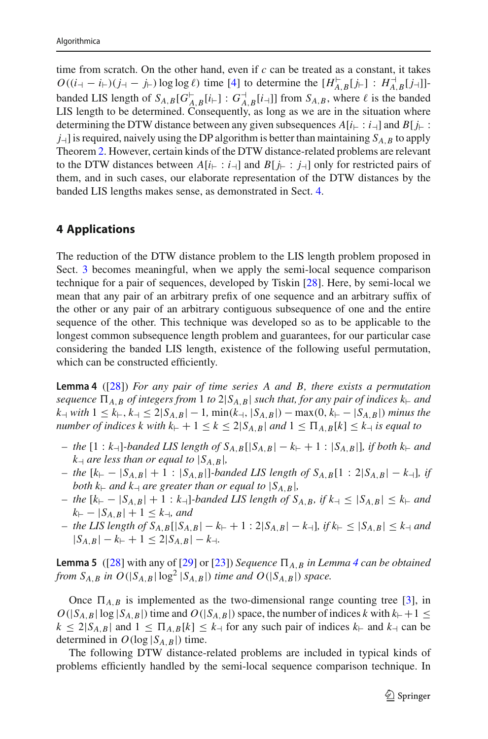time from scratch. On the other hand, even if $c$ can be treated as a constant, it takes $O((i_\dashv - i_\vdash)(j_\dashv - j_\vdash)\log\log \ell)$ time [4] to determine the $[H^\vdash_{A,B}[j_\vdash] : H^\dashv_{A,B}[j_\dashv]]$-banded LIS length of $S_{A,B}[G^\vdash_{A,B}[i_\vdash] : G^\dashv_{A,B}[i_\dashv]]$ from $S_{A,B}$, where $\ell$ is the banded LIS length to be determined. Consequently, as long as we are in the situation where determining the DTW distance between any given subsequences $A[i_\vdash : i_\dashv]$ and $B[j_\vdash : j_\dashv]$ is required, naively using the DP algorithm is better than maintaining $S_{A,B}$ to apply Theorem 2. However, certain kinds of the DTW distance-related problems are relevant to the DTW distances between $A[i_\vdash : i_\dashv]$ and $B[j_\vdash : j_\dashv]$ only for restricted pairs of them, and in such cases, our elaborate representation of the DTW distances by the banded LIS lengths makes sense, as demonstrated in Sect. 4.

## 4 Applications

The reduction of the DTW distance problem to the LIS length problem proposed in Sect. 3 becomes meaningful, when we apply the semi-local sequence comparison technique for a pair of sequences, developed by Tiskin [28]. Here, by semi-local we mean that any pair of an arbitrary prefix of one sequence and an arbitrary suffix of the other or any pair of an arbitrary contiguous subsequence of one and the entire sequence of the other. This technique was developed so as to be applicable to the longest common subsequence length problem and guarantees, for our particular case considering the banded LIS length, existence of the following useful permutation, which can be constructed efficiently.

**Lemma 4** ([28]) *For any pair of time series $A$ and $B$, there exists a permutation sequence $\Pi_{A,B}$ of integers from 1 to $2|S_{A,B}|$ such that, for any pair of indices $k_\vdash$ and $k_\dashv$ with $1 \le k_\vdash, k_\dashv \le 2|S_{A,B}| - 1$, $\min(k_\dashv, |S_{A,B}|) - \max(0, k_\vdash - |S_{A,B}|)$ minus the number of indices $k$ with $k_\vdash + 1 \le k \le 2|S_{A,B}|$ and $1 \le \Pi_{A,B}[k] \le k_\dashv$ is equal to*

- *the $[1 : k_\dashv]$-banded LIS length of $S_{A,B}[|S_{A,B}| - k_\vdash + 1 : |S_{A,B}|]$, if both $k_\vdash$ and $k_\dashv$ are less than or equal to $|S_{A,B}|$,*
- *the $[k_\vdash - |S_{A,B}| + 1 : |S_{A,B}|]$-banded LIS length of $S_{A,B}[1 : 2|S_{A,B}| - k_\dashv]$, if both $k_\vdash$ and $k_\dashv$ are greater than or equal to $|S_{A,B}|$,*
- *the $[k_\vdash - |S_{A,B}| + 1 : k_\dashv]$-banded LIS length of $S_{A,B}$, if $k_\dashv \le |S_{A,B}| \le k_\vdash$ and $k_\vdash - |S_{A,B}| + 1 \le k_\dashv$, and*
- *the LIS length of $S_{A,B}[|S_{A,B}| - k_\vdash + 1 : 2|S_{A,B}| - k_\dashv]$, if $k_\vdash \le |S_{A,B}| \le k_\dashv$ and $|S_{A,B}| - k_\vdash + 1 \le 2|S_{A,B}| - k_\dashv$.*

**Lemma 5** ([28] with any of [29] or [23]) *Sequence $\Pi_{A,B}$ in Lemma 4 can be obtained from $S_{A,B}$ in $O(|S_{A,B}|\log^2|S_{A,B}|)$ time and $O(|S_{A,B}|)$ space.*

Once $\Pi_{A,B}$ is implemented as the two-dimensional range counting tree [3], in $O(|S_{A,B}|\log|S_{A,B}|)$ time and $O(|S_{A,B}|)$ space, the number of indices $k$ with $k_\vdash + 1 \le k \le 2|S_{A,B}|$ and $1 \le \Pi_{A,B}[k] \le k_\dashv$ for any such pair of indices $k_\vdash$ and $k_\dashv$ can be determined in $O(\log|S_{A,B}|)$ time.

The following DTW distance-related problems are included in typical kinds of problems efficiently handled by the semi-local sequence comparison technique. In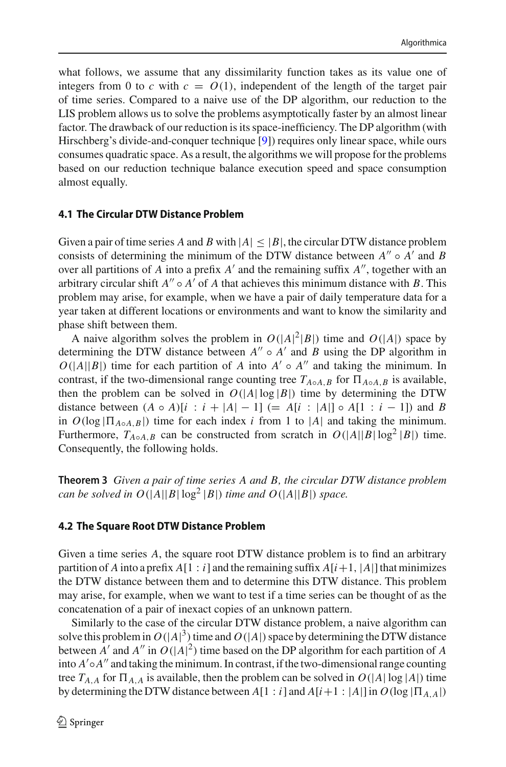what follows, we assume that any dissimilarity function takes as its value one of integers from 0 to $c$ with $c = O(1)$, independent of the length of the target pair of time series. Compared to a naive use of the DP algorithm, our reduction to the LIS problem allows us to solve the problems asymptotically faster by an almost linear factor. The drawback of our reduction is its space-inefficiency. The DP algorithm (with Hirschberg's divide-and-conquer technique [9]) requires only linear space, while ours consumes quadratic space. As a result, the algorithms we will propose for the problems based on our reduction technique balance execution speed and space consumption almost equally.

### 4.1 The Circular DTW Distance Problem

Given a pair of time series $A$ and $B$ with $|A| \leq |B|$, the circular DTW distance problem consists of determining the minimum of the DTW distance between $A'' \circ A'$ and $B$ over all partitions of $A$ into a prefix $A'$ and the remaining suffix $A''$, together with an arbitrary circular shift $A'' \circ A'$ of $A$ that achieves this minimum distance with $B$. This problem may arise, for example, when we have a pair of daily temperature data for a year taken at different locations or environments and want to know the similarity and phase shift between them.

A naive algorithm solves the problem in $O(|A|^2|B|)$ time and $O(|A|)$ space by determining the DTW distance between $A'' \circ A'$ and $B$ using the DP algorithm in $O(|A||B|)$ time for each partition of $A$ into $A' \circ A''$ and taking the minimum. In contrast, if the two-dimensional range counting tree $T_{A \circ A, B}$ for $\Pi_{A \circ A, B}$ is available, then the problem can be solved in $O(|A| \log |B|)$ time by determining the DTW distance between $(A \circ A)[i : i + |A| - 1]$ $(= A[i : |A|] \circ A[1 : i - 1])$ and $B$ in $O(\log |\Pi_{A \circ A, B}|)$ time for each index $i$ from 1 to $|A|$ and taking the minimum. Furthermore, $T_{A \circ A, B}$ can be constructed from scratch in $O(|A||B| \log^2 |B|)$ time. Consequently, the following holds.

**Theorem 3** *Given a pair of time series $A$ and $B$, the circular DTW distance problem can be solved in $O(|A||B| \log^2 |B|)$ time and $O(|A||B|)$ space.*

### 4.2 The Square Root DTW Distance Problem

Given a time series $A$, the square root DTW distance problem is to find an arbitrary partition of $A$ into a prefix $A[1 : i]$ and the remaining suffix $A[i+1, |A|]$ that minimizes the DTW distance between them and to determine this DTW distance. This problem may arise, for example, when we want to test if a time series can be thought of as the concatenation of a pair of inexact copies of an unknown pattern.

Similarly to the case of the circular DTW distance problem, a naive algorithm can solve this problem in $O(|A|^3)$ time and $O(|A|)$ space by determining the DTW distance between $A'$ and $A''$ in $O(|A|^2)$ time based on the DP algorithm for each partition of $A$ into $A' \circ A''$ and taking the minimum. In contrast, if the two-dimensional range counting tree $T_{A,A}$ for $\Pi_{A,A}$ is available, then the problem can be solved in $O(|A| \log |A|)$ time by determining the DTW distance between $A[1 : i]$ and $A[i+1 : |A|]$ in $O(\log |\Pi_{A,A}|)$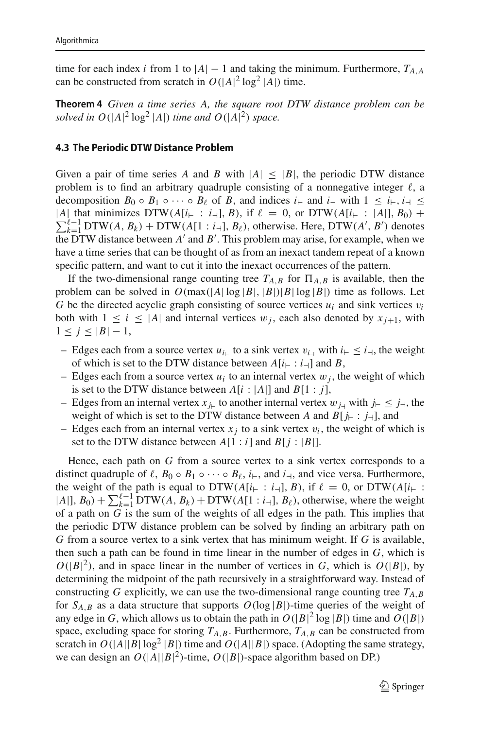time for each index $i$ from 1 to $|A| - 1$ and taking the minimum. Furthermore, $T_{A,A}$ can be constructed from scratch in $O(|A|^2 \log^2 |A|)$ time.

**Theorem 4** *Given a time series A, the square root DTW distance problem can be solved in $O(|A|^2 \log^2 |A|)$ time and $O(|A|^2)$ space.*

### 4.3 The Periodic DTW Distance Problem

Given a pair of time series $A$ and $B$ with $|A| \leq |B|$, the periodic DTW distance problem is to find an arbitrary quadruple consisting of a nonnegative integer $\ell$, a decomposition $B_0 \circ B_1 \circ \cdots \circ B_\ell$ of $B$, and indices $i_\vdash$ and $i_\dashv$ with $1 \leq i_\vdash, i_\dashv \leq |A|$ that minimizes $\text{DTW}(A[i_\vdash : i_\dashv], B)$, if $\ell = 0$, or $\text{DTW}(A[i_\vdash : |A|], B_0) + \sum_{k=1}^{\ell-1} \text{DTW}(A, B_k) + \text{DTW}(A[1 : i_\dashv], B_\ell)$, otherwise. Here, $\text{DTW}(A', B')$ denotes the DTW distance between $A'$ and $B'$. This problem may arise, for example, when we have a time series that can be thought of as from an inexact tandem repeat of a known specific pattern, and want to cut it into the inexact occurrences of the pattern.

If the two-dimensional range counting tree $T_{A,B}$ for $\Pi_{A,B}$ is available, then the problem can be solved in $O(\max(|A| \log |B|, |B|)|B| \log |B|)$ time as follows. Let $G$ be the directed acyclic graph consisting of source vertices $u_i$ and sink vertices $v_i$ both with $1 \leq i \leq |A|$ and internal vertices $w_j$, each also denoted by $x_{j+1}$, with $1 \leq j \leq |B| - 1$,

- Edges each from a source vertex $u_{i_\vdash}$ to a sink vertex $v_{i_\dashv}$ with $i_\vdash \leq i_\dashv$, the weight of which is set to the DTW distance between $A[i_\vdash : i_\dashv]$ and $B$,
- Edges each from a source vertex $u_i$ to an internal vertex $w_j$, the weight of which is set to the DTW distance between $A[i : |A|]$ and $B[1 : j]$,
- Edges from an internal vertex $x_{j_\vdash}$ to another internal vertex $w_{j_\dashv}$ with $j_\vdash \leq j_\dashv$, the weight of which is set to the DTW distance between $A$ and $B[j_\vdash : j_\dashv]$, and
- Edges each from an internal vertex $x_j$ to a sink vertex $v_i$, the weight of which is set to the DTW distance between $A[1 : i]$ and $B[j : |B|]$.

Hence, each path on $G$ from a source vertex to a sink vertex corresponds to a distinct quadruple of $\ell$, $B_0 \circ B_1 \circ \cdots \circ B_\ell$, $i_\vdash$, and $i_\dashv$, and vice versa. Furthermore, the weight of the path is equal to $\text{DTW}(A[i_\vdash : i_\dashv], B)$, if $\ell = 0$, or $\text{DTW}(A[i_\vdash : |A|], B_0) + \sum_{k=1}^{\ell-1} \text{DTW}(A, B_k) + \text{DTW}(A[1 : i_\dashv], B_\ell)$, otherwise, where the weight of a path on $G$ is the sum of the weights of all edges in the path. This implies that the periodic DTW distance problem can be solved by finding an arbitrary path on $G$ from a source vertex to a sink vertex that has minimum weight. If $G$ is available, then such a path can be found in time linear in the number of edges in $G$, which is $O(|B|^2)$, and in space linear in the number of vertices in $G$, which is $O(|B|)$, by determining the midpoint of the path recursively in a straightforward way. Instead of constructing $G$ explicitly, we can use the two-dimensional range counting tree $T_{A,B}$ for $S_{A,B}$ as a data structure that supports $O(\log |B|)$-time queries of the weight of any edge in $G$, which allows us to obtain the path in $O(|B|^2 \log |B|)$ time and $O(|B|)$ space, excluding space for storing $T_{A,B}$. Furthermore, $T_{A,B}$ can be constructed from scratch in $O(|A||B| \log^2 |B|)$ time and $O(|A||B|)$ space. (Adopting the same strategy, we can design an $O(|A||B|^2)$-time, $O(|B|)$-space algorithm based on DP.)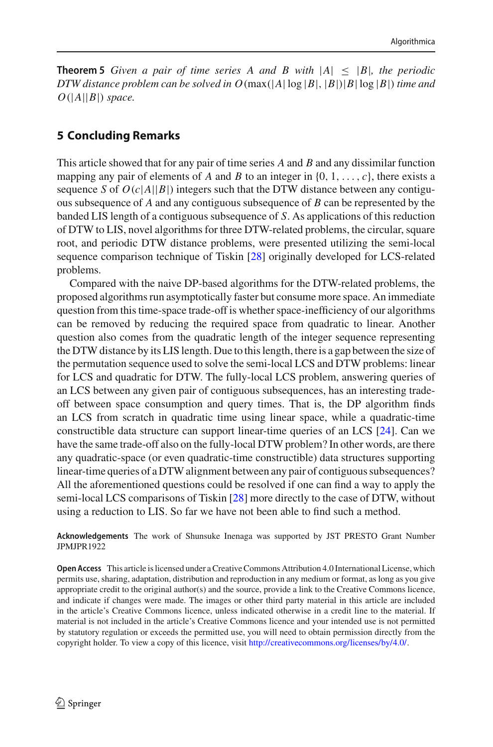**Theorem 5** *Given a pair of time series $A$ and $B$ with $|A| \leq |B|$, the periodic DTW distance problem can be solved in $O(\max(|A| \log |B|, |B|)|B| \log |B|)$ time and $O(|A||B|)$ space.*

## 5 Concluding Remarks

This article showed that for any pair of time series $A$ and $B$ and any dissimilar function mapping any pair of elements of $A$ and $B$ to an integer in $\{0, 1, \ldots, c\}$, there exists a sequence $S$ of $O(c|A||B|)$ integers such that the DTW distance between any contiguous subsequence of $A$ and any contiguous subsequence of $B$ can be represented by the banded LIS length of a contiguous subsequence of $S$. As applications of this reduction of DTW to LIS, novel algorithms for three DTW-related problems, the circular, square root, and periodic DTW distance problems, were presented utilizing the semi-local sequence comparison technique of Tiskin [28] originally developed for LCS-related problems.

Compared with the naive DP-based algorithms for the DTW-related problems, the proposed algorithms run asymptotically faster but consume more space. An immediate question from this time-space trade-off is whether space-inefficiency of our algorithms can be removed by reducing the required space from quadratic to linear. Another question also comes from the quadratic length of the integer sequence representing the DTW distance by its LIS length. Due to this length, there is a gap between the size of the permutation sequence used to solve the semi-local LCS and DTW problems: linear for LCS and quadratic for DTW. The fully-local LCS problem, answering queries of an LCS between any given pair of contiguous subsequences, has an interesting trade-off between space consumption and query times. That is, the DP algorithm finds an LCS from scratch in quadratic time using linear space, while a quadratic-time constructible data structure can support linear-time queries of an LCS [24]. Can we have the same trade-off also on the fully-local DTW problem? In other words, are there any quadratic-space (or even quadratic-time constructible) data structures supporting linear-time queries of a DTW alignment between any pair of contiguous subsequences? All the aforementioned questions could be resolved if one can find a way to apply the semi-local LCS comparisons of Tiskin [28] more directly to the case of DTW, without using a reduction to LIS. So far we have not been able to find such a method.

**Acknowledgements** The work of Shunsuke Inenaga was supported by JST PRESTO Grant Number JPMJPR1922

**Open Access** This article is licensed under a Creative Commons Attribution 4.0 International License, which permits use, sharing, adaptation, distribution and reproduction in any medium or format, as long as you give appropriate credit to the original author(s) and the source, provide a link to the Creative Commons licence, and indicate if changes were made. The images or other third party material in this article are included in the article's Creative Commons licence, unless indicated otherwise in a credit line to the material. If material is not included in the article's Creative Commons licence and your intended use is not permitted by statutory regulation or exceeds the permitted use, you will need to obtain permission directly from the copyright holder. To view a copy of this licence, visit http://creativecommons.org/licenses/by/4.0/.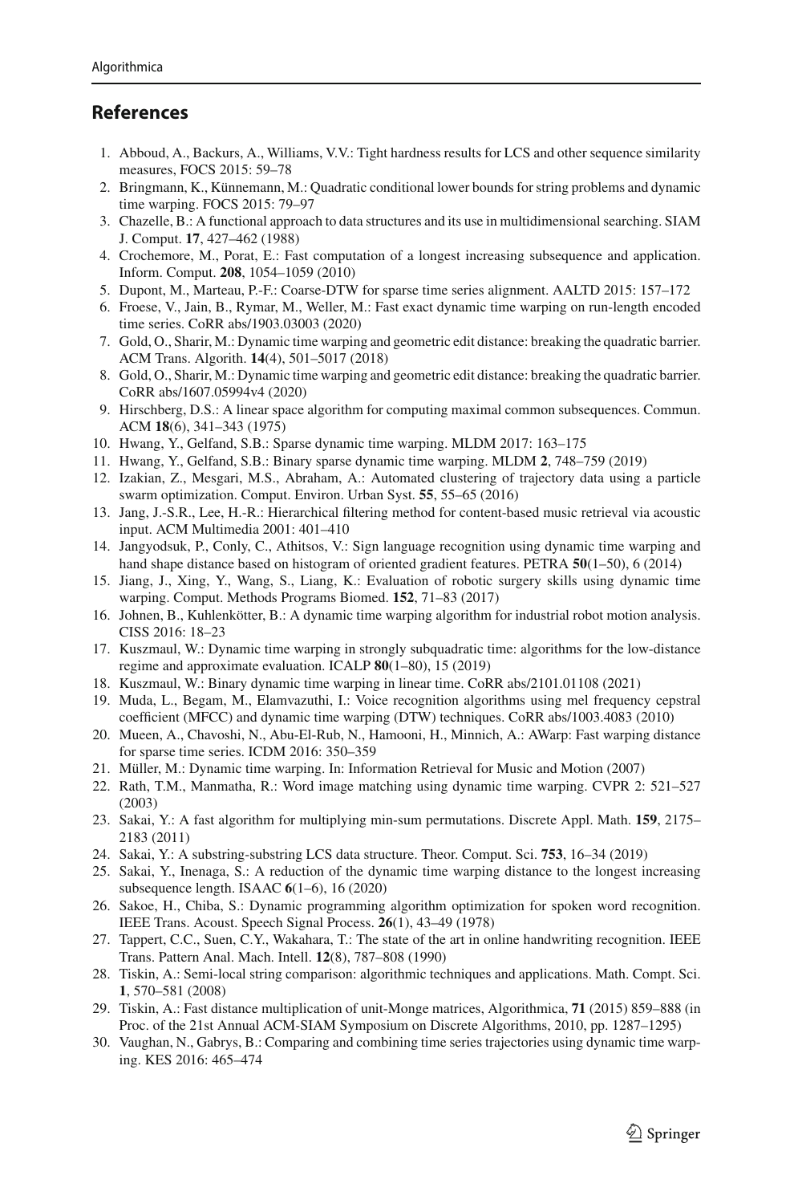## References

1. Abboud, A., Backurs, A., Williams, V.V.: Tight hardness results for LCS and other sequence similarity measures, FOCS 2015: 59–78
2. Bringmann, K., Künnemann, M.: Quadratic conditional lower bounds for string problems and dynamic time warping. FOCS 2015: 79–97
3. Chazelle, B.: A functional approach to data structures and its use in multidimensional searching. SIAM J. Comput. **17**, 427–462 (1988)
4. Crochemore, M., Porat, E.: Fast computation of a longest increasing subsequence and application. Inform. Comput. **208**, 1054–1059 (2010)
5. Dupont, M., Marteau, P.-F.: Coarse-DTW for sparse time series alignment. AALTD 2015: 157–172
6. Froese, V., Jain, B., Rymar, M., Weller, M.: Fast exact dynamic time warping on run-length encoded time series. CoRR abs/1903.03003 (2020)
7. Gold, O., Sharir, M.: Dynamic time warping and geometric edit distance: breaking the quadratic barrier. ACM Trans. Algorith. **14**(4), 501–5017 (2018)
8. Gold, O., Sharir, M.: Dynamic time warping and geometric edit distance: breaking the quadratic barrier. CoRR abs/1607.05994v4 (2020)
9. Hirschberg, D.S.: A linear space algorithm for computing maximal common subsequences. Commun. ACM **18**(6), 341–343 (1975)
10. Hwang, Y., Gelfand, S.B.: Sparse dynamic time warping. MLDM 2017: 163–175
11. Hwang, Y., Gelfand, S.B.: Binary sparse dynamic time warping. MLDM **2**, 748–759 (2019)
12. Izakian, Z., Mesgari, M.S., Abraham, A.: Automated clustering of trajectory data using a particle swarm optimization. Comput. Environ. Urban Syst. **55**, 55–65 (2016)
13. Jang, J.-S.R., Lee, H.-R.: Hierarchical filtering method for content-based music retrieval via acoustic input. ACM Multimedia 2001: 401–410
14. Jangyodsuk, P., Conly, C., Athitsos, V.: Sign language recognition using dynamic time warping and hand shape distance based on histogram of oriented gradient features. PETRA **50**(1–50), 6 (2014)
15. Jiang, J., Xing, Y., Wang, S., Liang, K.: Evaluation of robotic surgery skills using dynamic time warping. Comput. Methods Programs Biomed. **152**, 71–83 (2017)
16. Johnen, B., Kuhlenkötter, B.: A dynamic time warping algorithm for industrial robot motion analysis. CISS 2016: 18–23
17. Kuszmaul, W.: Dynamic time warping in strongly subquadratic time: algorithms for the low-distance regime and approximate evaluation. ICALP **80**(1–80), 15 (2019)
18. Kuszmaul, W.: Binary dynamic time warping in linear time. CoRR abs/2101.01108 (2021)
19. Muda, L., Begam, M., Elamvazuthi, I.: Voice recognition algorithms using mel frequency cepstral coefficient (MFCC) and dynamic time warping (DTW) techniques. CoRR abs/1003.4083 (2010)
20. Mueen, A., Chavoshi, N., Abu-El-Rub, N., Hamooni, H., Minnich, A.: AWarp: Fast warping distance for sparse time series. ICDM 2016: 350–359
21. Müller, M.: Dynamic time warping. In: Information Retrieval for Music and Motion (2007)
22. Rath, T.M., Manmatha, R.: Word image matching using dynamic time warping. CVPR 2: 521–527 (2003)
23. Sakai, Y.: A fast algorithm for multiplying min-sum permutations. Discrete Appl. Math. **159**, 2175–2183 (2011)
24. Sakai, Y.: A substring-substring LCS data structure. Theor. Comput. Sci. **753**, 16–34 (2019)
25. Sakai, Y., Inenaga, S.: A reduction of the dynamic time warping distance to the longest increasing subsequence length. ISAAC **6**(1–6), 16 (2020)
26. Sakoe, H., Chiba, S.: Dynamic programming algorithm optimization for spoken word recognition. IEEE Trans. Acoust. Speech Signal Process. **26**(1), 43–49 (1978)
27. Tappert, C.C., Suen, C.Y., Wakahara, T.: The state of the art in online handwriting recognition. IEEE Trans. Pattern Anal. Mach. Intell. **12**(8), 787–808 (1990)
28. Tiskin, A.: Semi-local string comparison: algorithmic techniques and applications. Math. Compt. Sci. **1**, 570–581 (2008)
29. Tiskin, A.: Fast distance multiplication of unit-Monge matrices, Algorithmica, **71** (2015) 859–888 (in Proc. of the 21st Annual ACM-SIAM Symposium on Discrete Algorithms, 2010, pp. 1287–1295)
30. Vaughan, N., Gabrys, B.: Comparing and combining time series trajectories using dynamic time warping. KES 2016: 465–474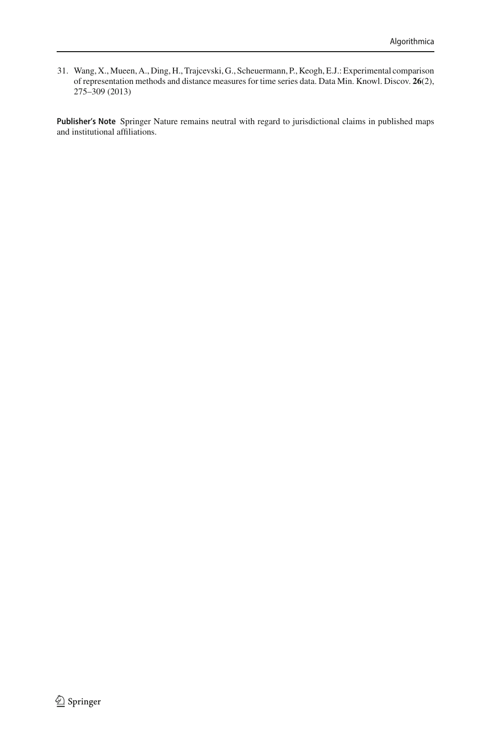31. Wang, X., Mueen, A., Ding, H., Trajcevski, G., Scheuermann, P., Keogh, E.J.: Experimental comparison of representation methods and distance measures for time series data. Data Min. Knowl. Discov. **26**(2), 275–309 (2013)

**Publisher's Note** Springer Nature remains neutral with regard to jurisdictional claims in published maps and institutional affiliations.